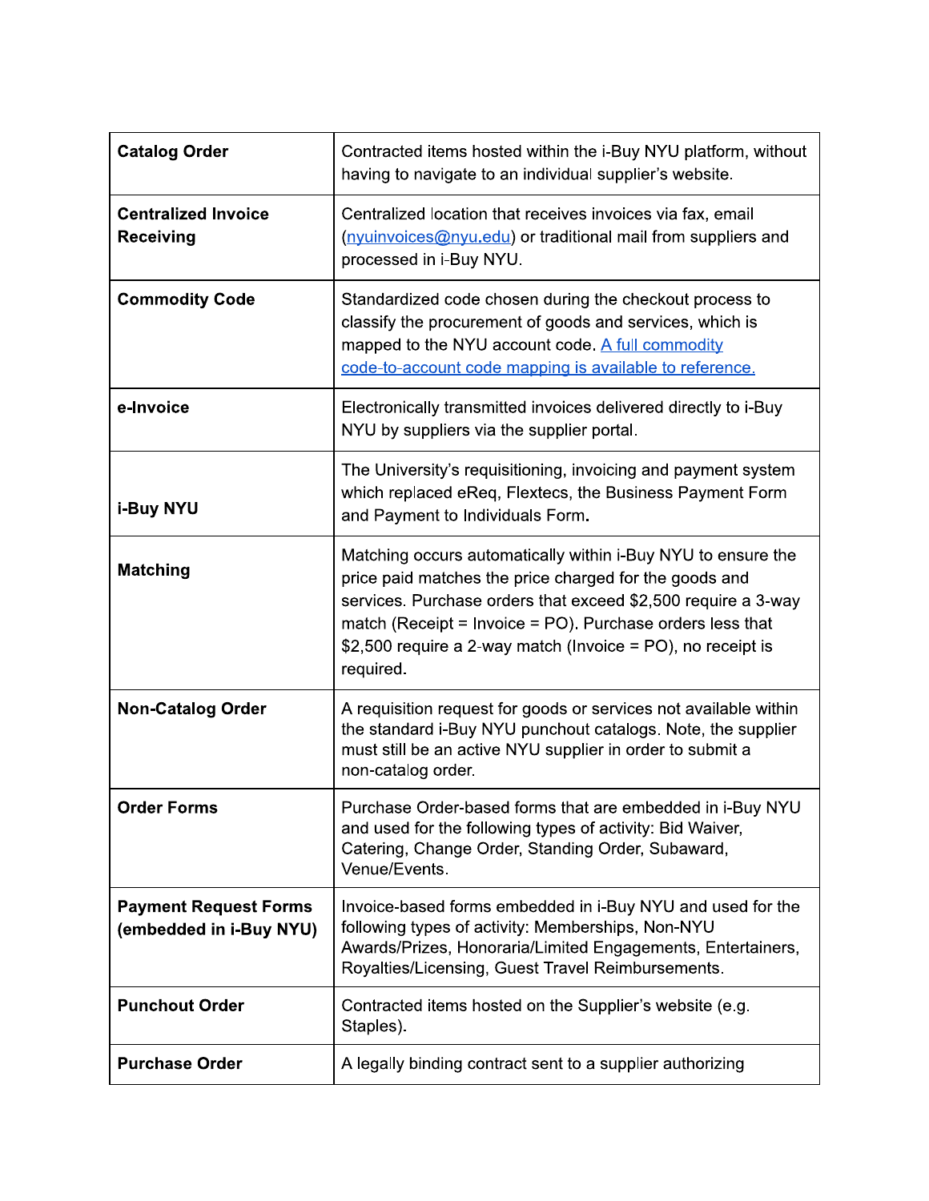| Catalog Order | Contracted items hosted within the i-Buy NYU platform, without having to navigate to an individual supplier's website. |
|---|---|
| **Centralized Invoice Receiving** | Centralized location that receives invoices via fax, email (nyuinvoices@nyu.edu) or traditional mail from suppliers and processed in i-Buy NYU. |
| **Commodity Code** | Standardized code chosen during the checkout process to classify the procurement of goods and services, which is mapped to the NYU account code. A full commodity code-to-account code mapping is available to reference. |
| **e-Invoice** | Electronically transmitted invoices delivered directly to i-Buy NYU by suppliers via the supplier portal. |
| **i-Buy NYU** | The University's requisitioning, invoicing and payment system which replaced eReq, Flextecs, the Business Payment Form and Payment to Individuals Form. |
| **Matching** | Matching occurs automatically within i-Buy NYU to ensure the price paid matches the price charged for the goods and services. Purchase orders that exceed $2,500 require a 3-way match (Receipt = Invoice = PO). Purchase orders less that $2,500 require a 2-way match (Invoice = PO), no receipt is required. |
| **Non-Catalog Order** | A requisition request for goods or services not available within the standard i-Buy NYU punchout catalogs. Note, the supplier must still be an active NYU supplier in order to submit a non-catalog order. |
| **Order Forms** | Purchase Order-based forms that are embedded in i-Buy NYU and used for the following types of activity: Bid Waiver, Catering, Change Order, Standing Order, Subaward, Venue/Events. |
| **Payment Request Forms (embedded in i-Buy NYU)** | Invoice-based forms embedded in i-Buy NYU and used for the following types of activity: Memberships, Non-NYU Awards/Prizes, Honoraria/Limited Engagements, Entertainers, Royalties/Licensing, Guest Travel Reimbursements. |
| **Punchout Order** | Contracted items hosted on the Supplier's website (e.g. Staples). |
| **Purchase Order** | A legally binding contract sent to a supplier authorizing |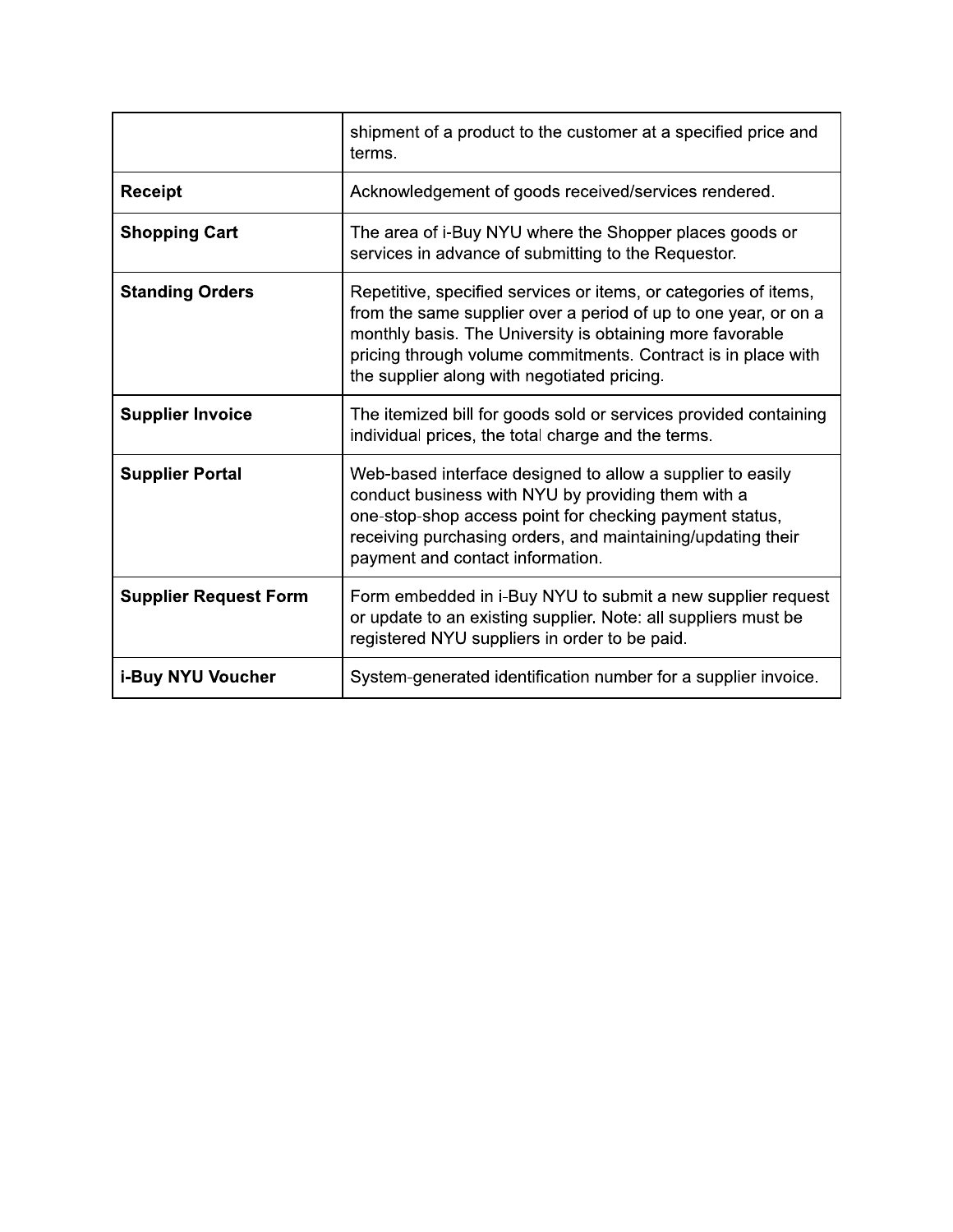| | |
|---|---|
| | shipment of a product to the customer at a specified price and terms. |
| **Receipt** | Acknowledgement of goods received/services rendered. |
| **Shopping Cart** | The area of i-Buy NYU where the Shopper places goods or services in advance of submitting to the Requestor. |
| **Standing Orders** | Repetitive, specified services or items, or categories of items, from the same supplier over a period of up to one year, or on a monthly basis. The University is obtaining more favorable pricing through volume commitments. Contract is in place with the supplier along with negotiated pricing. |
| **Supplier Invoice** | The itemized bill for goods sold or services provided containing individual prices, the total charge and the terms. |
| **Supplier Portal** | Web-based interface designed to allow a supplier to easily conduct business with NYU by providing them with a one-stop-shop access point for checking payment status, receiving purchasing orders, and maintaining/updating their payment and contact information. |
| **Supplier Request Form** | Form embedded in i-Buy NYU to submit a new supplier request or update to an existing supplier. Note: all suppliers must be registered NYU suppliers in order to be paid. |
| **i-Buy NYU Voucher** | System-generated identification number for a supplier invoice. |